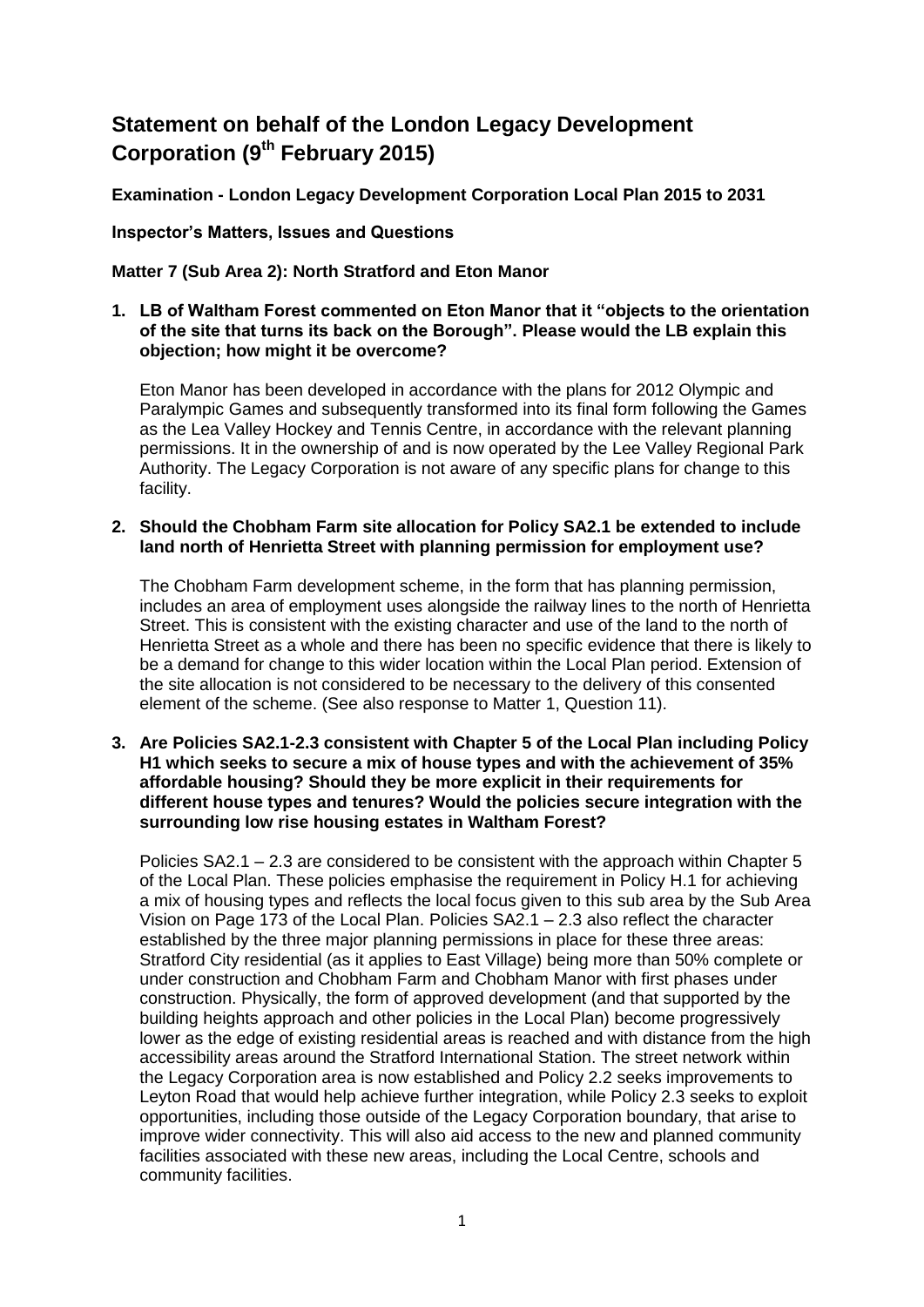# Statement on behalf of the London Legacy Development Corporation (9th February 2015)

**Examination - London Legacy Development Corporation Local Plan 2015 to 2031**

**Inspector's Matters, Issues and Questions**

**Matter 7 (Sub Area 2): North Stratford and Eton Manor**

1. **LB of Waltham Forest commented on Eton Manor that it "objects to the orientation of the site that turns its back on the Borough". Please would the LB explain this objection; how might it be overcome?**

   Eton Manor has been developed in accordance with the plans for 2012 Olympic and Paralympic Games and subsequently transformed into its final form following the Games as the Lea Valley Hockey and Tennis Centre, in accordance with the relevant planning permissions. It in the ownership of and is now operated by the Lee Valley Regional Park Authority. The Legacy Corporation is not aware of any specific plans for change to this facility.

2. **Should the Chobham Farm site allocation for Policy SA2.1 be extended to include land north of Henrietta Street with planning permission for employment use?**

   The Chobham Farm development scheme, in the form that has planning permission, includes an area of employment uses alongside the railway lines to the north of Henrietta Street. This is consistent with the existing character and use of the land to the north of Henrietta Street as a whole and there has been no specific evidence that there is likely to be a demand for change to this wider location within the Local Plan period. Extension of the site allocation is not considered to be necessary to the delivery of this consented element of the scheme. (See also response to Matter 1, Question 11).

3. **Are Policies SA2.1-2.3 consistent with Chapter 5 of the Local Plan including Policy H1 which seeks to secure a mix of house types and with the achievement of 35% affordable housing? Should they be more explicit in their requirements for different house types and tenures? Would the policies secure integration with the surrounding low rise housing estates in Waltham Forest?**

   Policies SA2.1 – 2.3 are considered to be consistent with the approach within Chapter 5 of the Local Plan. These policies emphasise the requirement in Policy H.1 for achieving a mix of housing types and reflects the local focus given to this sub area by the Sub Area Vision on Page 173 of the Local Plan. Policies SA2.1 – 2.3 also reflect the character established by the three major planning permissions in place for these three areas: Stratford City residential (as it applies to East Village) being more than 50% complete or under construction and Chobham Farm and Chobham Manor with first phases under construction. Physically, the form of approved development (and that supported by the building heights approach and other policies in the Local Plan) become progressively lower as the edge of existing residential areas is reached and with distance from the high accessibility areas around the Stratford International Station. The street network within the Legacy Corporation area is now established and Policy 2.2 seeks improvements to Leyton Road that would help achieve further integration, while Policy 2.3 seeks to exploit opportunities, including those outside of the Legacy Corporation boundary, that arise to improve wider connectivity. This will also aid access to the new and planned community facilities associated with these new areas, including the Local Centre, schools and community facilities.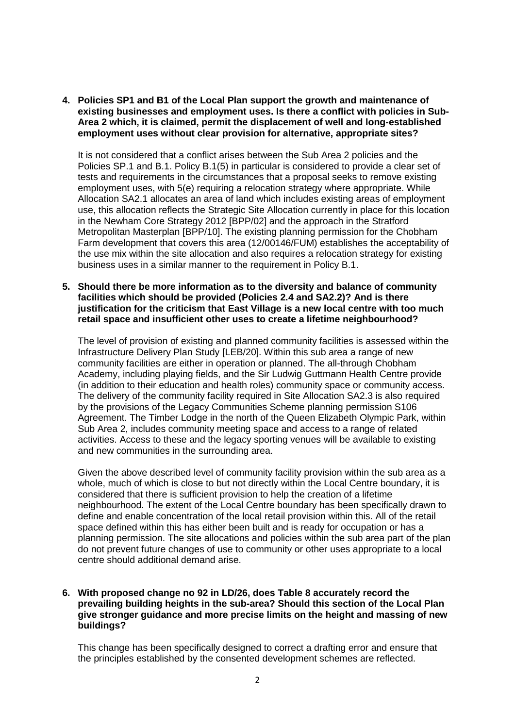4. **Policies SP1 and B1 of the Local Plan support the growth and maintenance of existing businesses and employment uses. Is there a conflict with policies in Sub-Area 2 which, it is claimed, permit the displacement of well and long-established employment uses without clear provision for alternative, appropriate sites?**

   It is not considered that a conflict arises between the Sub Area 2 policies and the Policies SP.1 and B.1. Policy B.1(5) in particular is considered to provide a clear set of tests and requirements in the circumstances that a proposal seeks to remove existing employment uses, with 5(e) requiring a relocation strategy where appropriate. While Allocation SA2.1 allocates an area of land which includes existing areas of employment use, this allocation reflects the Strategic Site Allocation currently in place for this location in the Newham Core Strategy 2012 [BPP/02] and the approach in the Stratford Metropolitan Masterplan [BPP/10]. The existing planning permission for the Chobham Farm development that covers this area (12/00146/FUM) establishes the acceptability of the use mix within the site allocation and also requires a relocation strategy for existing business uses in a similar manner to the requirement in Policy B.1.

5. **Should there be more information as to the diversity and balance of community facilities which should be provided (Policies 2.4 and SA2.2)? And is there justification for the criticism that East Village is a new local centre with too much retail space and insufficient other uses to create a lifetime neighbourhood?**

   The level of provision of existing and planned community facilities is assessed within the Infrastructure Delivery Plan Study [LEB/20]. Within this sub area a range of new community facilities are either in operation or planned. The all-through Chobham Academy, including playing fields, and the Sir Ludwig Guttmann Health Centre provide (in addition to their education and health roles) community space or community access. The delivery of the community facility required in Site Allocation SA2.3 is also required by the provisions of the Legacy Communities Scheme planning permission S106 Agreement. The Timber Lodge in the north of the Queen Elizabeth Olympic Park, within Sub Area 2, includes community meeting space and access to a range of related activities. Access to these and the legacy sporting venues will be available to existing and new communities in the surrounding area.

   Given the above described level of community facility provision within the sub area as a whole, much of which is close to but not directly within the Local Centre boundary, it is considered that there is sufficient provision to help the creation of a lifetime neighbourhood. The extent of the Local Centre boundary has been specifically drawn to define and enable concentration of the local retail provision within this. All of the retail space defined within this has either been built and is ready for occupation or has a planning permission. The site allocations and policies within the sub area part of the plan do not prevent future changes of use to community or other uses appropriate to a local centre should additional demand arise.

6. **With proposed change no 92 in LD/26, does Table 8 accurately record the prevailing building heights in the sub-area? Should this section of the Local Plan give stronger guidance and more precise limits on the height and massing of new buildings?**

   This change has been specifically designed to correct a drafting error and ensure that the principles established by the consented development schemes are reflected.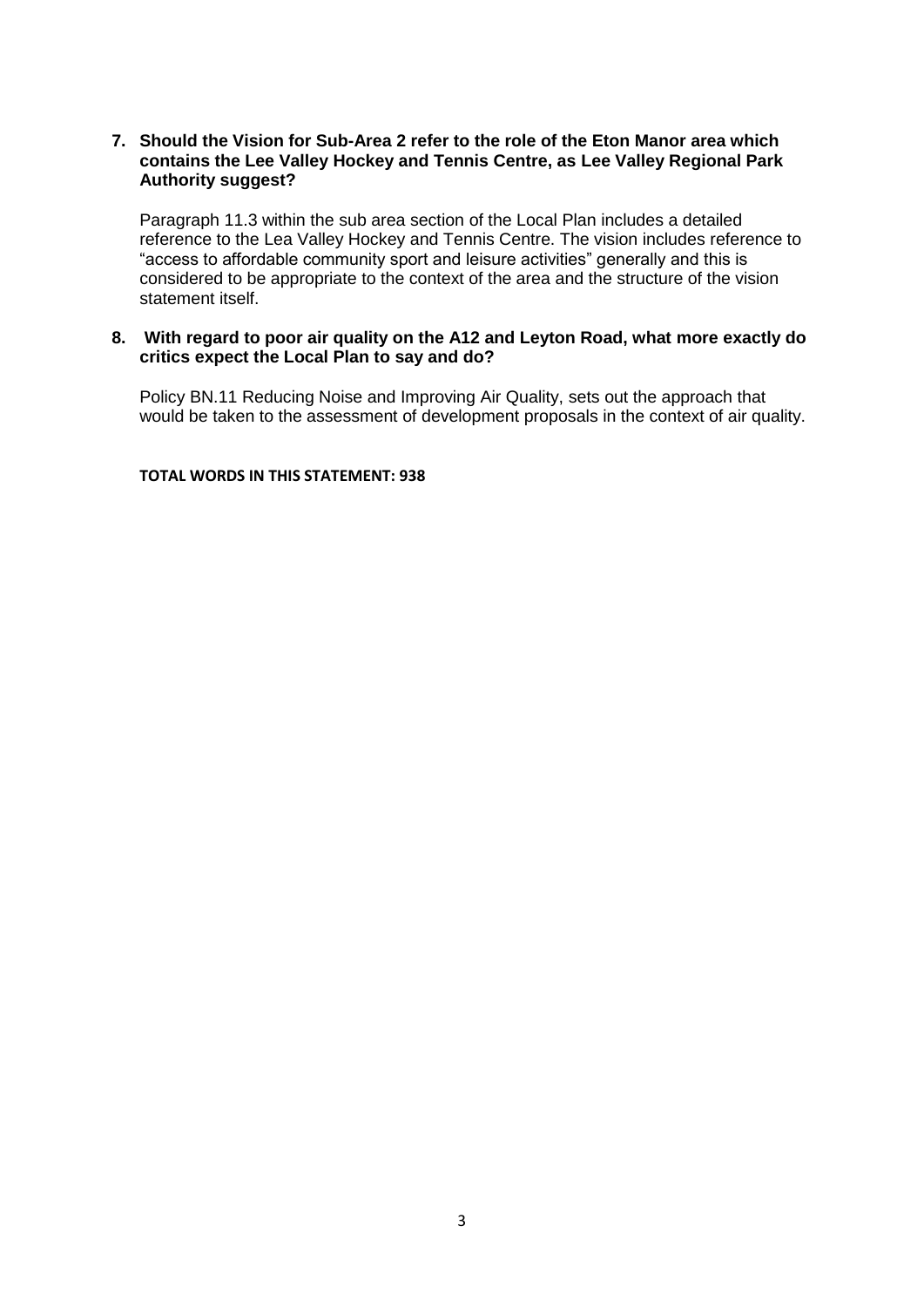**7. Should the Vision for Sub-Area 2 refer to the role of the Eton Manor area which contains the Lee Valley Hockey and Tennis Centre, as Lee Valley Regional Park Authority suggest?**

Paragraph 11.3 within the sub area section of the Local Plan includes a detailed reference to the Lea Valley Hockey and Tennis Centre. The vision includes reference to "access to affordable community sport and leisure activities" generally and this is considered to be appropriate to the context of the area and the structure of the vision statement itself.

**8. With regard to poor air quality on the A12 and Leyton Road, what more exactly do critics expect the Local Plan to say and do?**

Policy BN.11 Reducing Noise and Improving Air Quality, sets out the approach that would be taken to the assessment of development proposals in the context of air quality.

**TOTAL WORDS IN THIS STATEMENT: 938**